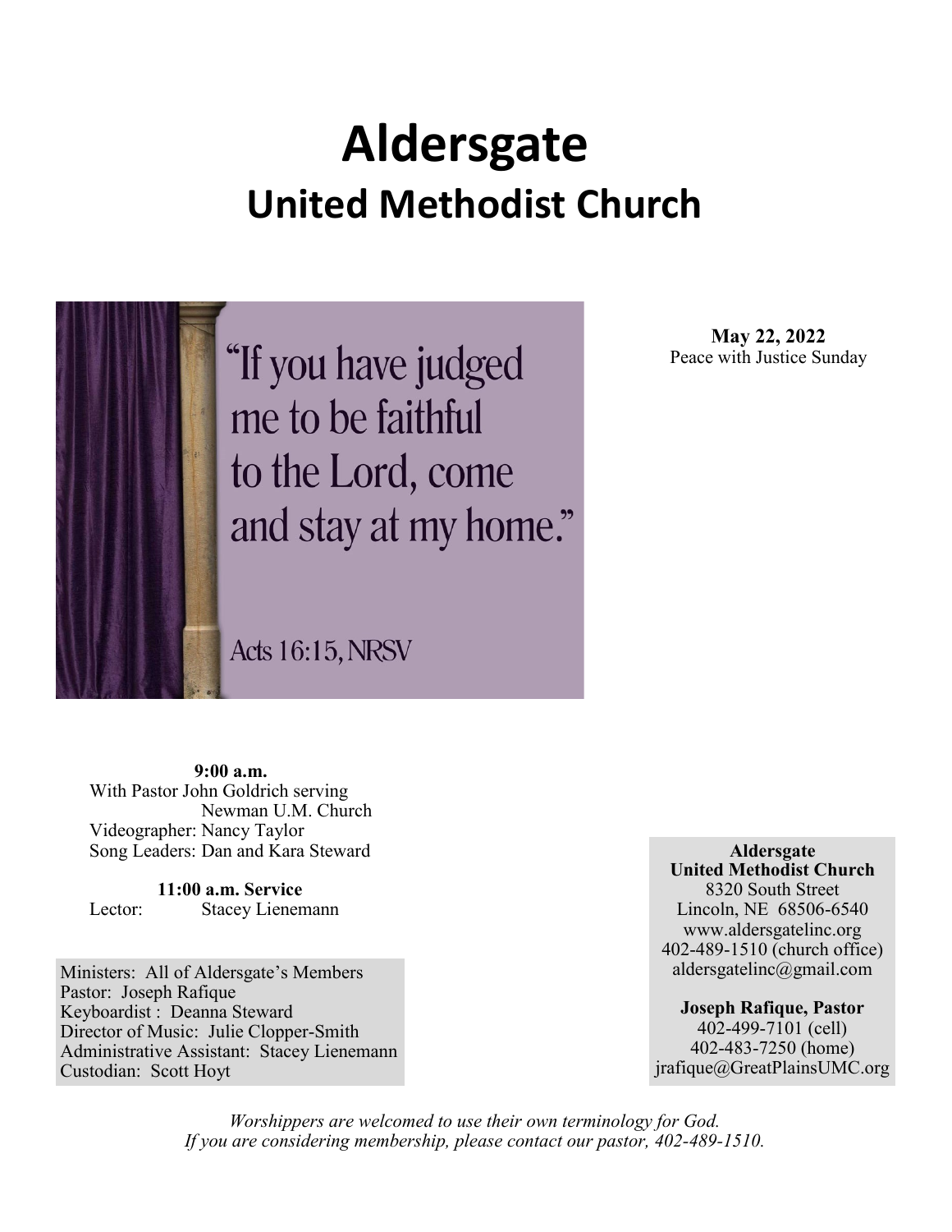# Aldersgate

## United Methodist Church

"If you have judged me to be faithful to the Lord, come and stay at my home."

Acts 16:15, NRSV

**May 22, 2022**
Peace with Justice Sunday

**9:00 a.m.**
With Pastor John Goldrich serving Newman U.M. Church
Videographer: Nancy Taylor
Song Leaders: Dan and Kara Steward

**11:00 a.m. Service**
Lector: Stacey Lienemann

Ministers: All of Aldersgate's Members
Pastor: Joseph Rafique
Keyboardist : Deanna Steward
Director of Music: Julie Clopper-Smith
Administrative Assistant: Stacey Lienemann
Custodian: Scott Hoyt

**Aldersgate**
**United Methodist Church**
8320 South Street
Lincoln, NE 68506-6540
www.aldersgatelinc.org
402-489-1510 (church office)
aldersgatelinc@gmail.com

**Joseph Rafique, Pastor**
402-499-7101 (cell)
402-483-7250 (home)
jrafique@GreatPlainsUMC.org

*Worshippers are welcomed to use their own terminology for God.*
*If you are considering membership, please contact our pastor, 402-489-1510.*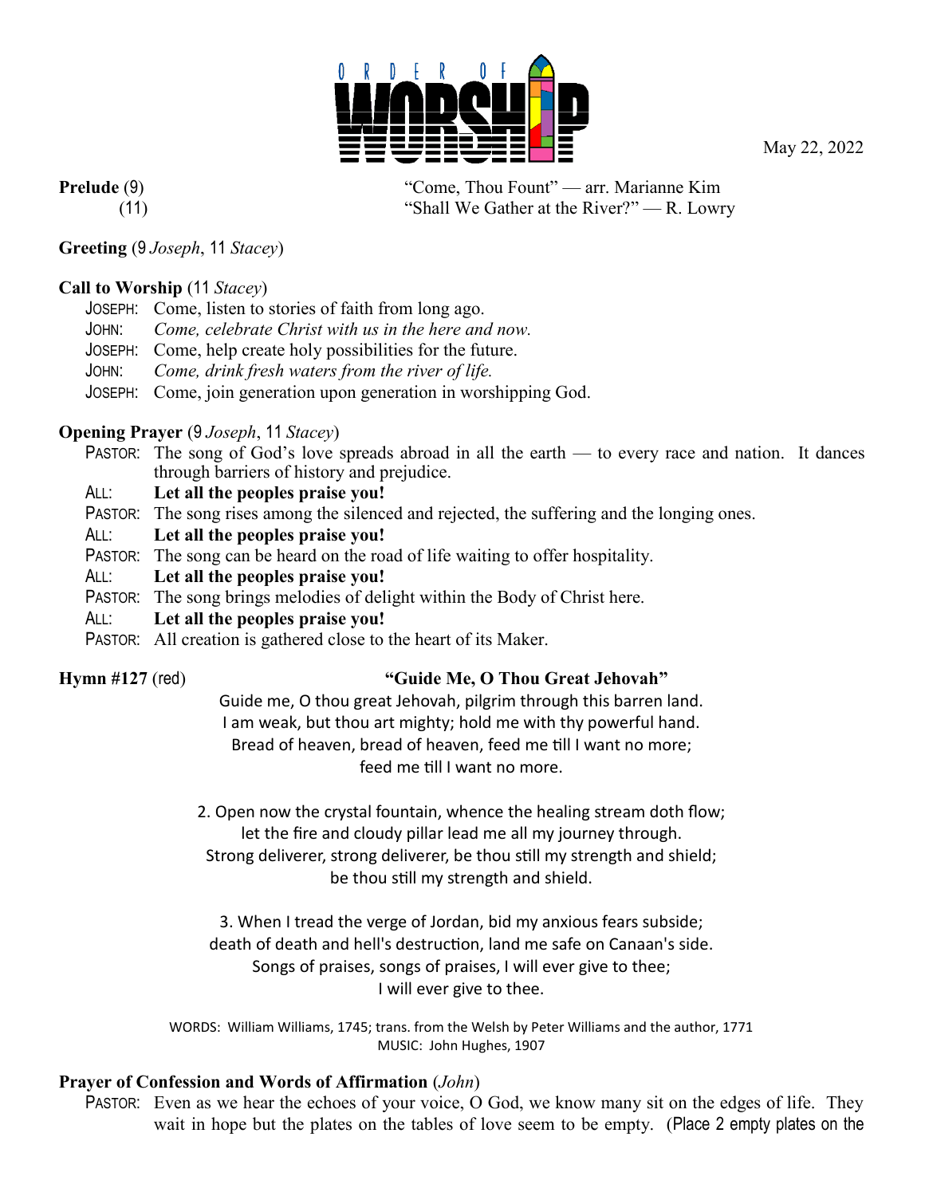# ORDER OF WORSHIP

May 22, 2022

**Prelude** (9) "Come, Thou Fount" — arr. Marianne Kim
(11) "Shall We Gather at the River?" — R. Lowry

**Greeting** (9 *Joseph*, 11 *Stacey*)

**Call to Worship** (11 *Stacey*)

JOSEPH: Come, listen to stories of faith from long ago.
JOHN: *Come, celebrate Christ with us in the here and now.*
JOSEPH: Come, help create holy possibilities for the future.
JOHN: *Come, drink fresh waters from the river of life.*
JOSEPH: Come, join generation upon generation in worshipping God.

**Opening Prayer** (9 *Joseph*, 11 *Stacey*)

PASTOR: The song of God's love spreads abroad in all the earth — to every race and nation. It dances through barriers of history and prejudice.
ALL: **Let all the peoples praise you!**
PASTOR: The song rises among the silenced and rejected, the suffering and the longing ones.
ALL: **Let all the peoples praise you!**
PASTOR: The song can be heard on the road of life waiting to offer hospitality.
ALL: **Let all the peoples praise you!**
PASTOR: The song brings melodies of delight within the Body of Christ here.
ALL: **Let all the peoples praise you!**
PASTOR: All creation is gathered close to the heart of its Maker.

**Hymn #127** (red) **"Guide Me, O Thou Great Jehovah"**

Guide me, O thou great Jehovah, pilgrim through this barren land.
I am weak, but thou art mighty; hold me with thy powerful hand.
Bread of heaven, bread of heaven, feed me till I want no more;
feed me till I want no more.

2. Open now the crystal fountain, whence the healing stream doth flow;
let the fire and cloudy pillar lead me all my journey through.
Strong deliverer, strong deliverer, be thou still my strength and shield;
be thou still my strength and shield.

3. When I tread the verge of Jordan, bid my anxious fears subside;
death of death and hell's destruction, land me safe on Canaan's side.
Songs of praises, songs of praises, I will ever give to thee;
I will ever give to thee.

WORDS: William Williams, 1745; trans. from the Welsh by Peter Williams and the author, 1771
MUSIC: John Hughes, 1907

**Prayer of Confession and Words of Affirmation** (*John*)

PASTOR: Even as we hear the echoes of your voice, O God, we know many sit on the edges of life. They wait in hope but the plates on the tables of love seem to be empty. (Place 2 empty plates on the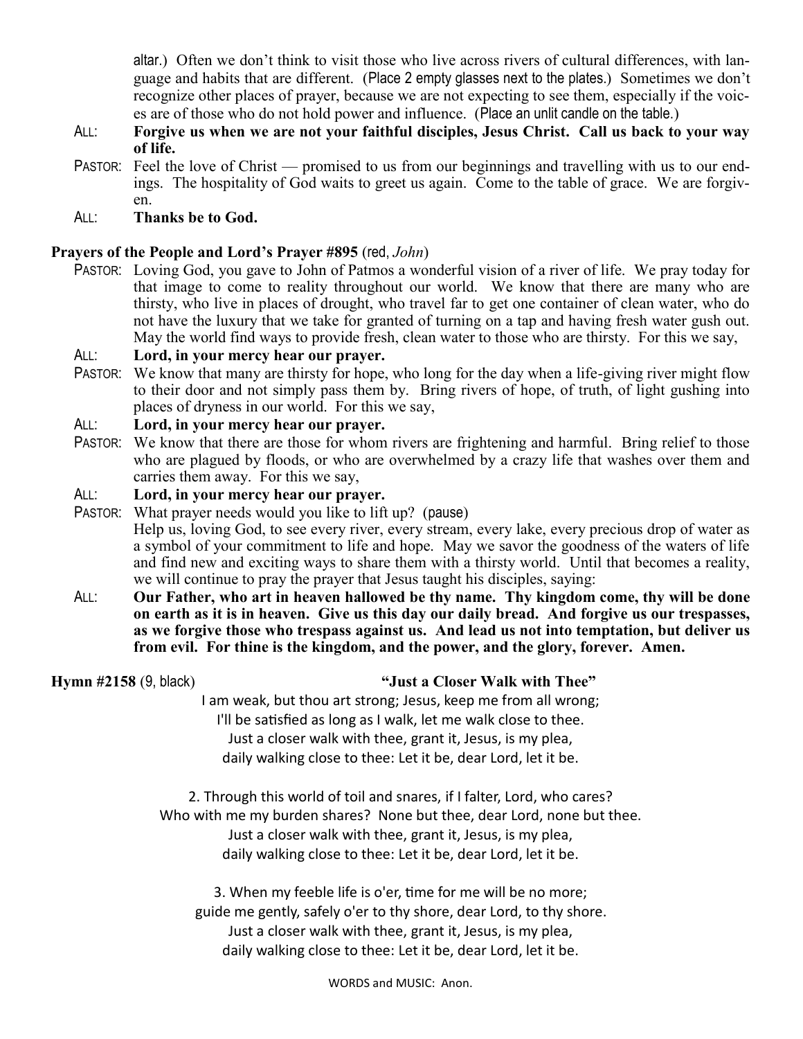altar.) Often we don't think to visit those who live across rivers of cultural differences, with language and habits that are different. (Place 2 empty glasses next to the plates.) Sometimes we don't recognize other places of prayer, because we are not expecting to see them, especially if the voices are of those who do not hold power and influence. (Place an unlit candle on the table.)

ALL: **Forgive us when we are not your faithful disciples, Jesus Christ. Call us back to your way of life.**

PASTOR: Feel the love of Christ — promised to us from our beginnings and travelling with us to our endings. The hospitality of God waits to greet us again. Come to the table of grace. We are forgiven.

ALL: **Thanks be to God.**

**Prayers of the People and Lord's Prayer #895** (red, *John*)

PASTOR: Loving God, you gave to John of Patmos a wonderful vision of a river of life. We pray today for that image to come to reality throughout our world. We know that there are many who are thirsty, who live in places of drought, who travel far to get one container of clean water, who do not have the luxury that we take for granted of turning on a tap and having fresh water gush out. May the world find ways to provide fresh, clean water to those who are thirsty. For this we say,

ALL: **Lord, in your mercy hear our prayer.**

PASTOR: We know that many are thirsty for hope, who long for the day when a life-giving river might flow to their door and not simply pass them by. Bring rivers of hope, of truth, of light gushing into places of dryness in our world. For this we say,

ALL: **Lord, in your mercy hear our prayer.**

PASTOR: We know that there are those for whom rivers are frightening and harmful. Bring relief to those who are plagued by floods, or who are overwhelmed by a crazy life that washes over them and carries them away. For this we say,

ALL: **Lord, in your mercy hear our prayer.**

PASTOR: What prayer needs would you like to lift up? (pause)
Help us, loving God, to see every river, every stream, every lake, every precious drop of water as a symbol of your commitment to life and hope. May we savor the goodness of the waters of life and find new and exciting ways to share them with a thirsty world. Until that becomes a reality, we will continue to pray the prayer that Jesus taught his disciples, saying:

ALL: **Our Father, who art in heaven hallowed be thy name. Thy kingdom come, thy will be done on earth as it is in heaven. Give us this day our daily bread. And forgive us our trespasses, as we forgive those who trespass against us. And lead us not into temptation, but deliver us from evil. For thine is the kingdom, and the power, and the glory, forever. Amen.**

**Hymn #2158** (9, black) **"Just a Closer Walk with Thee"**

I am weak, but thou art strong; Jesus, keep me from all wrong;
I'll be satisfied as long as I walk, let me walk close to thee.
Just a closer walk with thee, grant it, Jesus, is my plea,
daily walking close to thee: Let it be, dear Lord, let it be.

2. Through this world of toil and snares, if I falter, Lord, who cares?
Who with me my burden shares? None but thee, dear Lord, none but thee.
Just a closer walk with thee, grant it, Jesus, is my plea,
daily walking close to thee: Let it be, dear Lord, let it be.

3. When my feeble life is o'er, time for me will be no more;
guide me gently, safely o'er to thy shore, dear Lord, to thy shore.
Just a closer walk with thee, grant it, Jesus, is my plea,
daily walking close to thee: Let it be, dear Lord, let it be.

WORDS and MUSIC: Anon.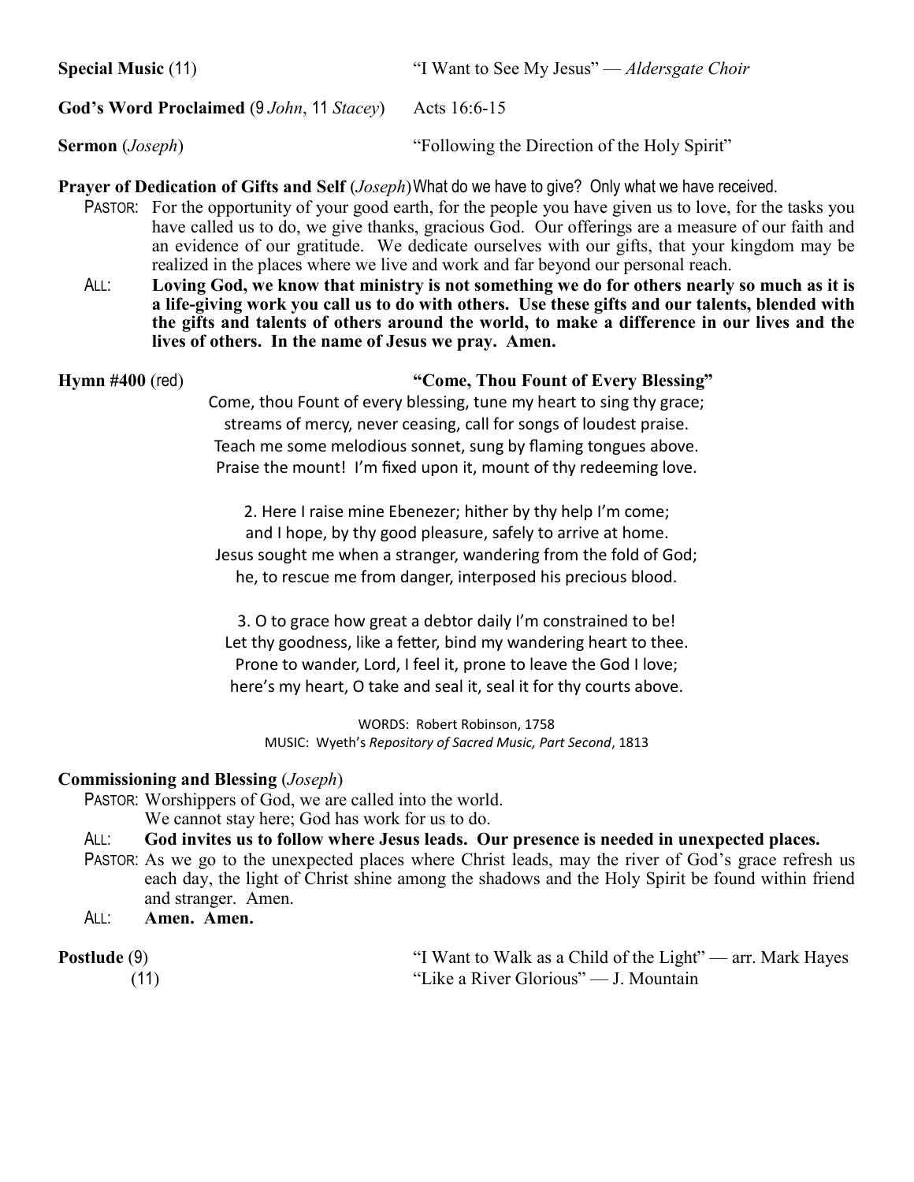**Special Music** (11) "I Want to See My Jesus" — *Aldersgate Choir*

**God's Word Proclaimed** (9 *John*, 11 *Stacey*) Acts 16:6-15

**Sermon** (*Joseph*) "Following the Direction of the Holy Spirit"

**Prayer of Dedication of Gifts and Self** (*Joseph*) What do we have to give? Only what we have received.

PASTOR: For the opportunity of your good earth, for the people you have given us to love, for the tasks you have called us to do, we give thanks, gracious God. Our offerings are a measure of our faith and an evidence of our gratitude. We dedicate ourselves with our gifts, that your kingdom may be realized in the places where we live and work and far beyond our personal reach.

ALL: **Loving God, we know that ministry is not something we do for others nearly so much as it is a life-giving work you call us to do with others. Use these gifts and our talents, blended with the gifts and talents of others around the world, to make a difference in our lives and the lives of others. In the name of Jesus we pray. Amen.**

**Hymn #400** (red) **"Come, Thou Fount of Every Blessing"**

Come, thou Fount of every blessing, tune my heart to sing thy grace;
streams of mercy, never ceasing, call for songs of loudest praise.
Teach me some melodious sonnet, sung by flaming tongues above.
Praise the mount! I'm fixed upon it, mount of thy redeeming love.

2. Here I raise mine Ebenezer; hither by thy help I'm come;
and I hope, by thy good pleasure, safely to arrive at home.
Jesus sought me when a stranger, wandering from the fold of God;
he, to rescue me from danger, interposed his precious blood.

3. O to grace how great a debtor daily I'm constrained to be!
Let thy goodness, like a fetter, bind my wandering heart to thee.
Prone to wander, Lord, I feel it, prone to leave the God I love;
here's my heart, O take and seal it, seal it for thy courts above.

WORDS: Robert Robinson, 1758
MUSIC: Wyeth's *Repository of Sacred Music, Part Second*, 1813

**Commissioning and Blessing** (*Joseph*)

PASTOR: Worshippers of God, we are called into the world.
We cannot stay here; God has work for us to do.

ALL: **God invites us to follow where Jesus leads. Our presence is needed in unexpected places.**

PASTOR: As we go to the unexpected places where Christ leads, may the river of God's grace refresh us each day, the light of Christ shine among the shadows and the Holy Spirit be found within friend and stranger. Amen.

ALL: **Amen. Amen.**

**Postlude** (9) "I Want to Walk as a Child of the Light" — arr. Mark Hayes
(11) "Like a River Glorious" — J. Mountain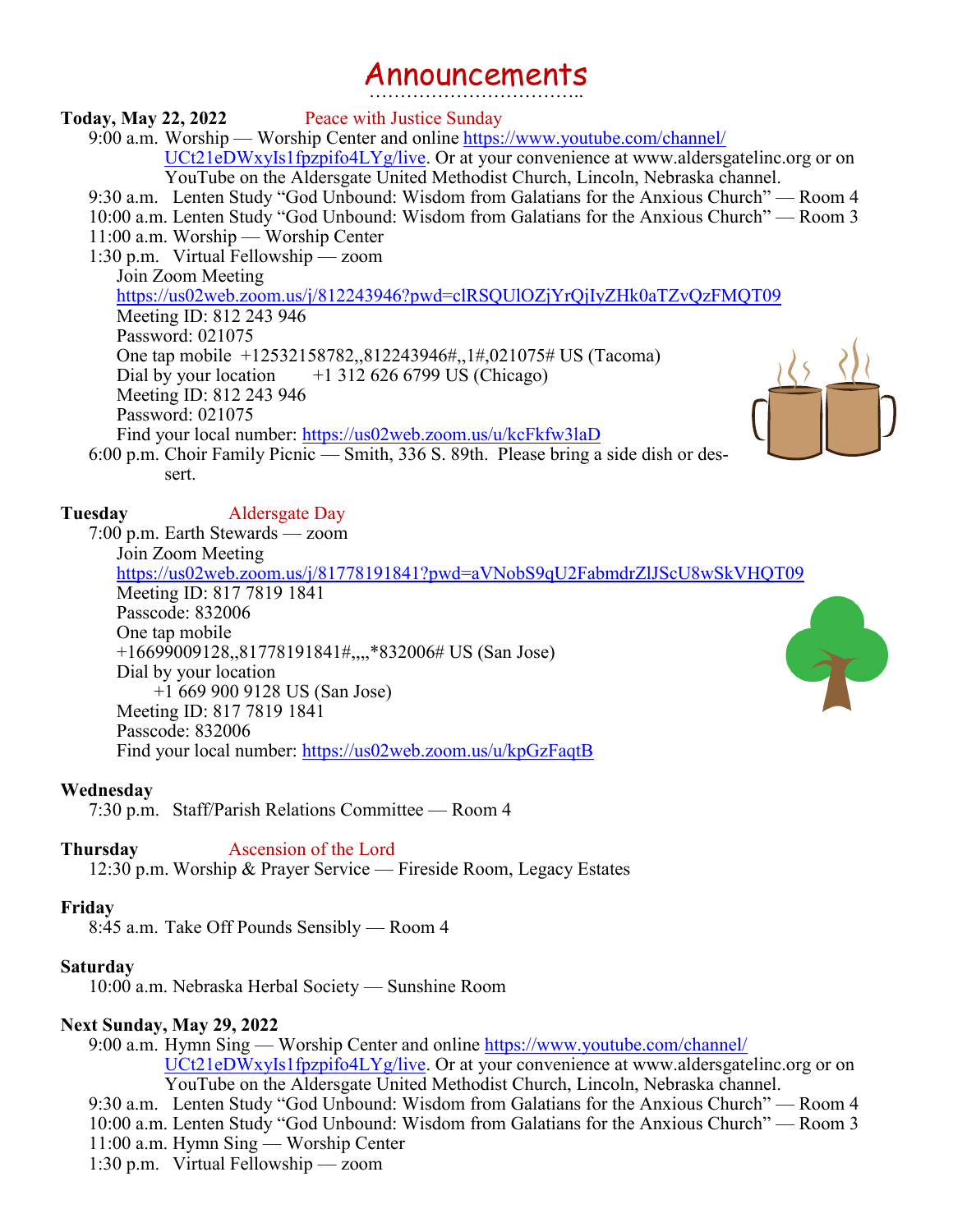# Announcements

**Today, May 22, 2022** Peace with Justice Sunday

9:00 a.m. Worship — Worship Center and online https://www.youtube.com/channel/UCt21eDWxyIs1fpzpifo4LYg/live. Or at your convenience at www.aldersgateinc.org or on YouTube on the Aldersgate United Methodist Church, Lincoln, Nebraska channel.

9:30 a.m. Lenten Study "God Unbound: Wisdom from Galatians for the Anxious Church" — Room 4

10:00 a.m. Lenten Study "God Unbound: Wisdom from Galatians for the Anxious Church" — Room 3

11:00 a.m. Worship — Worship Center

1:30 p.m. Virtual Fellowship — zoom

Join Zoom Meeting
https://us02web.zoom.us/j/812243946?pwd=clRSQUlOZjYrQjIyZHk0aTZvQzFMQT09
Meeting ID: 812 243 946
Password: 021075
One tap mobile +12532158782,,812243946#,,1#,021075# US (Tacoma)
Dial by your location +1 312 626 6799 US (Chicago)
Meeting ID: 812 243 946
Password: 021075
Find your local number: https://us02web.zoom.us/u/kcFkfw3laD

6:00 p.m. Choir Family Picnic — Smith, 336 S. 89th. Please bring a side dish or dessert.

**Tuesday** Aldersgate Day

7:00 p.m. Earth Stewards — zoom

Join Zoom Meeting
https://us02web.zoom.us/j/81778191841?pwd=aVNobS9qU2FabmdrZlJScU8wSkVHQT09
Meeting ID: 817 7819 1841
Passcode: 832006
One tap mobile
+16699009128,,81778191841#,,,,*832006# US (San Jose)
Dial by your location
+1 669 900 9128 US (San Jose)
Meeting ID: 817 7819 1841
Passcode: 832006
Find your local number: https://us02web.zoom.us/u/kpGzFaqtB

**Wednesday**

7:30 p.m. Staff/Parish Relations Committee — Room 4

**Thursday** Ascension of the Lord

12:30 p.m. Worship & Prayer Service — Fireside Room, Legacy Estates

**Friday**

8:45 a.m. Take Off Pounds Sensibly — Room 4

**Saturday**

10:00 a.m. Nebraska Herbal Society — Sunshine Room

**Next Sunday, May 29, 2022**

9:00 a.m. Hymn Sing — Worship Center and online https://www.youtube.com/channel/UCt21eDWxyIs1fpzpifo4LYg/live. Or at your convenience at www.aldersgateinc.org or on YouTube on the Aldersgate United Methodist Church, Lincoln, Nebraska channel.

9:30 a.m. Lenten Study "God Unbound: Wisdom from Galatians for the Anxious Church" — Room 4

10:00 a.m. Lenten Study "God Unbound: Wisdom from Galatians for the Anxious Church" — Room 3

11:00 a.m. Hymn Sing — Worship Center

1:30 p.m. Virtual Fellowship — zoom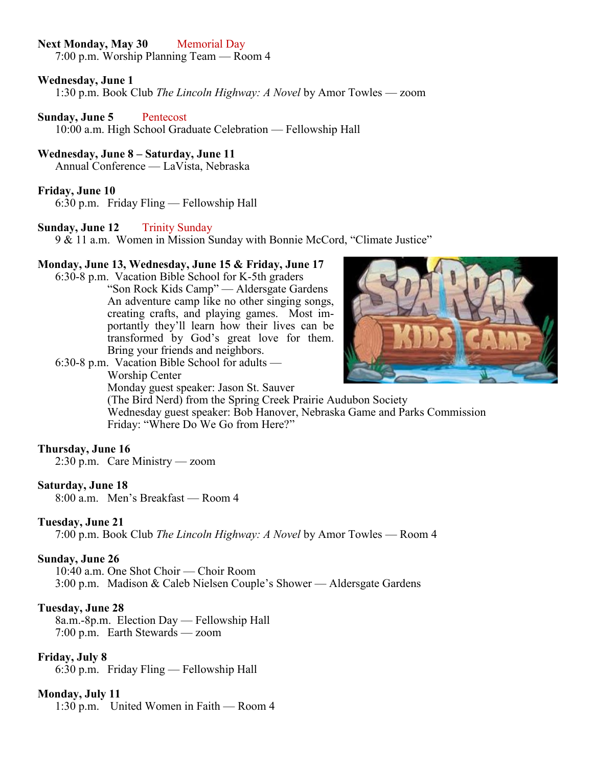**Next Monday, May 30** Memorial Day

7:00 p.m. Worship Planning Team — Room 4

**Wednesday, June 1**

1:30 p.m. Book Club *The Lincoln Highway: A Novel* by Amor Towles — zoom

**Sunday, June 5** Pentecost

10:00 a.m. High School Graduate Celebration — Fellowship Hall

**Wednesday, June 8 – Saturday, June 11**

Annual Conference — LaVista, Nebraska

**Friday, June 10**

6:30 p.m. Friday Fling — Fellowship Hall

**Sunday, June 12** Trinity Sunday

9 & 11 a.m. Women in Mission Sunday with Bonnie McCord, "Climate Justice"

**Monday, June 13, Wednesday, June 15 & Friday, June 17**

6:30-8 p.m. Vacation Bible School for K-5th graders
"Son Rock Kids Camp" — Aldersgate Gardens
An adventure camp like no other singing songs, creating crafts, and playing games. Most importantly they'll learn how their lives can be transformed by God's great love for them. Bring your friends and neighbors.

6:30-8 p.m. Vacation Bible School for adults — Worship Center
Monday guest speaker: Jason St. Sauver (The Bird Nerd) from the Spring Creek Prairie Audubon Society
Wednesday guest speaker: Bob Hanover, Nebraska Game and Parks Commission
Friday: "Where Do We Go from Here?"

**Thursday, June 16**

2:30 p.m. Care Ministry — zoom

**Saturday, June 18**

8:00 a.m. Men's Breakfast — Room 4

**Tuesday, June 21**

7:00 p.m. Book Club *The Lincoln Highway: A Novel* by Amor Towles — Room 4

**Sunday, June 26**

10:40 a.m. One Shot Choir — Choir Room
3:00 p.m. Madison & Caleb Nielsen Couple's Shower — Aldersgate Gardens

**Tuesday, June 28**

8a.m.-8p.m. Election Day — Fellowship Hall
7:00 p.m. Earth Stewards — zoom

**Friday, July 8**

6:30 p.m. Friday Fling — Fellowship Hall

**Monday, July 11**

1:30 p.m. United Women in Faith — Room 4